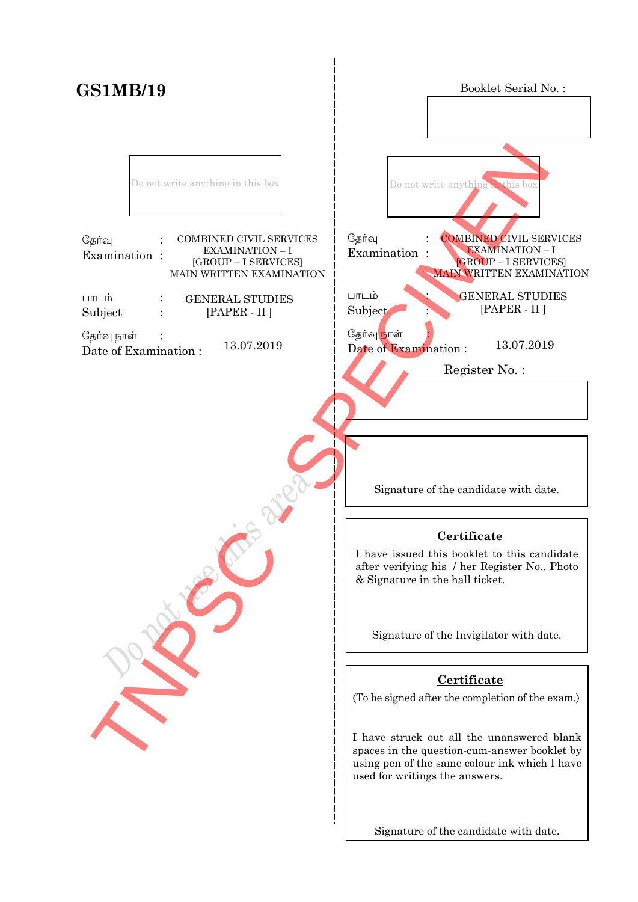# GS1MB/19

Booklet Serial No. :

Do not write anything in this box

தேர்வு : COMBINED CIVIL SERVICES EXAMINATION – I [GROUP – I SERVICES] MAIN WRITTEN EXAMINATION
Examination :

பாடம் : GENERAL STUDIES [PAPER - II ]
Subject :

தேர்வு நாள் :
Date of Examination : 13.07.2019

Do not use this area

TNPSC - SPECIMEN

Do not write anything in this box

தேர்வு : COMBINED CIVIL SERVICES EXAMINATION – I [GROUP – I SERVICES] MAIN WRITTEN EXAMINATION
Examination :

பாடம் : GENERAL STUDIES [PAPER - II ]
Subject :

தேர்வு நாள் :
Date of Examination : 13.07.2019

Register No. :

Signature of the candidate with date.

**Certificate**

I have issued this booklet to this candidate after verifying his / her Register No., Photo & Signature in the hall ticket.

Signature of the Invigilator with date.

**Certificate**

(To be signed after the completion of the exam.)

I have struck out all the unanswered blank spaces in the question-cum-answer booklet by using pen of the same colour ink which I have used for writings the answers.

Signature of the candidate with date.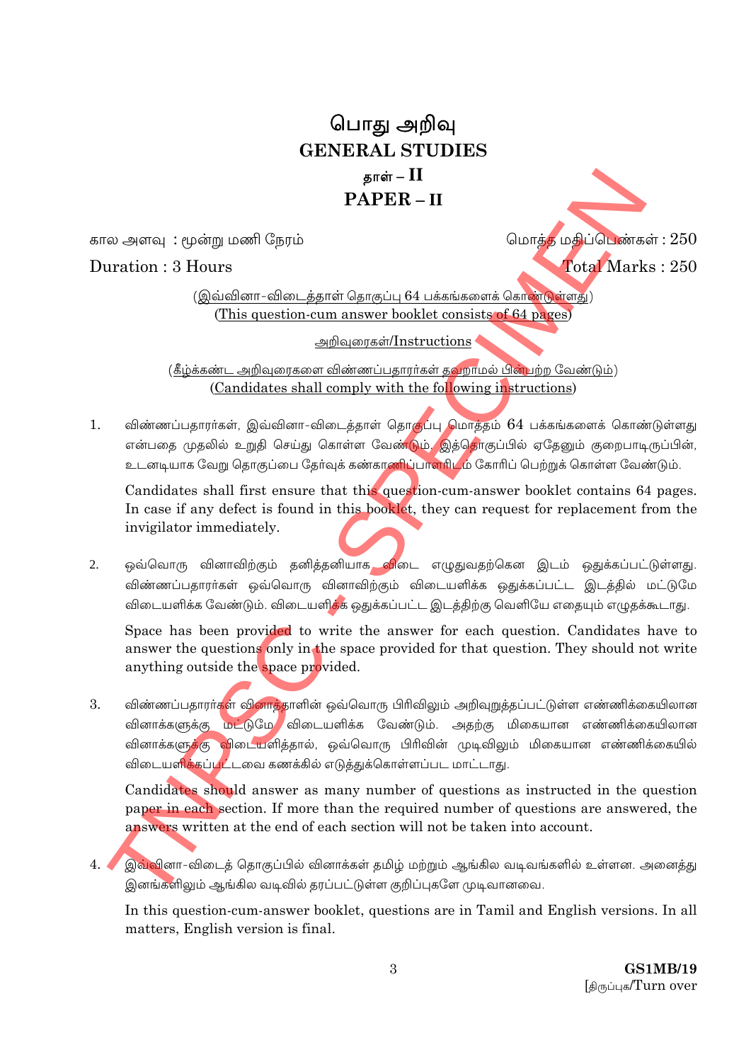# பொது அறிவு
# GENERAL STUDIES
## தாள் – II
## PAPER – II

கால அளவு : மூன்று மணி நேரம் | மொத்த மதிப்பெண்கள் : 250

Duration : 3 Hours | Total Marks : 250

(இவ்வினா-விடைத்தாள் தொகுப்பு 64 பக்கங்களைக் கொண்டுள்ளது)
(This question-cum answer booklet consists of 64 pages)

அறிவுரைகள்/Instructions

(கீழ்க்கண்ட அறிவுரைகளை விண்ணப்பதாரர்கள் தவறாமல் பின்பற்ற வேண்டும்)
(Candidates shall comply with the following instructions)

1. விண்ணப்பதாரர்கள், இவ்வினா-விடைத்தாள் தொகுப்பு மொத்தம் 64 பக்கங்களைக் கொண்டுள்ளது என்பதை முதலில் உறுதி செய்து கொள்ள வேண்டும். இத்தொகுப்பில் ஏதேனும் குறைபாடிருப்பின், உடனடியாக வேறு தொகுப்பை தேர்வுக் கண்காணிப்பாளரிடம் கோரிப் பெற்றுக் கொள்ள வேண்டும்.

   Candidates shall first ensure that this question-cum-answer booklet contains 64 pages. In case if any defect is found in this booklet, they can request for replacement from the invigilator immediately.

2. ஒவ்வொரு வினாவிற்கும் தனித்தனியாக விடை எழுதுவதற்கென இடம் ஒதுக்கப்பட்டுள்ளது. விண்ணப்பதாரர்கள் ஒவ்வொரு வினாவிற்கும் விடையளிக்க ஒதுக்கப்பட்ட இடத்தில் மட்டுமே விடையளிக்க வேண்டும். விடையளிக்க ஒதுக்கப்பட்ட இடத்திற்கு வெளியே எதையும் எழுதக்கூடாது.

   Space has been provided to write the answer for each question. Candidates have to answer the questions only in the space provided for that question. They should not write anything outside the space provided.

3. விண்ணப்பதாரர்கள் வினாத்தாளின் ஒவ்வொரு பிரிவிலும் அறிவுறுத்தப்பட்டுள்ள எண்ணிக்கையிலான வினாக்களுக்கு மட்டுமே விடையளிக்க வேண்டும். அதற்கு மிகையான எண்ணிக்கையிலான வினாக்களுக்கு விடையளித்தால், ஒவ்வொரு பிரிவின் முடிவிலும் மிகையான எண்ணிக்கையில் விடையளிக்கப்பட்டவை கணக்கில் எடுத்துக்கொள்ளப்பட மாட்டாது.

   Candidates should answer as many number of questions as instructed in the question paper in each section. If more than the required number of questions are answered, the answers written at the end of each section will not be taken into account.

4. இவ்வினா-விடைத் தொகுப்பில் வினாக்கள் தமிழ் மற்றும் ஆங்கில வடிவங்களில் உள்ளன. அனைத்து இனங்களிலும் ஆங்கில வடிவில் தரப்பட்டுள்ள குறிப்புகளே முடிவானவை.

   In this question-cum-answer booklet, questions are in Tamil and English versions. In all matters, English version is final.

GS1MB/19

[திருப்புக/Turn over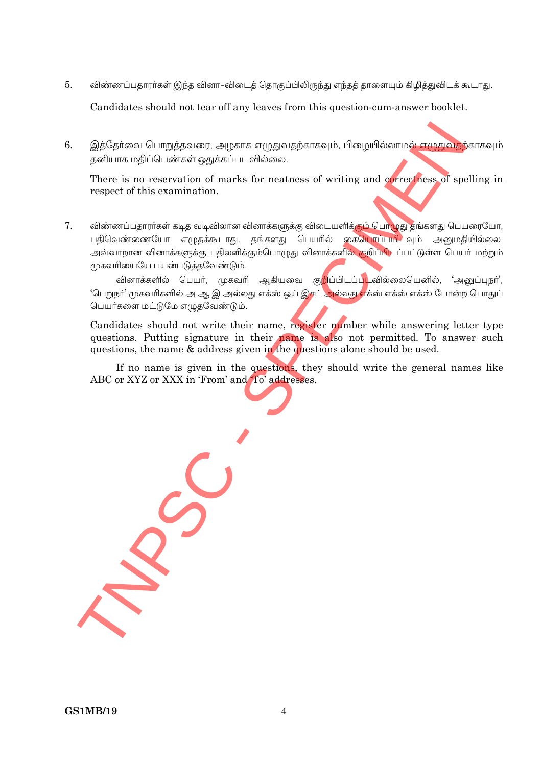5. விண்ணப்பதாரர்கள் இந்த வினா-விடைத் தொகுப்பிலிருந்து எந்தத் தாளையும் கிழித்துவிடக் கூடாது.

   Candidates should not tear off any leaves from this question-cum-answer booklet.

6. இத்தேர்வை பொறுத்தவரை, அழகாக எழுதுவதற்காகவும், பிழையில்லாமல் எழுதுவதற்காகவும் தனியாக மதிப்பெண்கள் ஒதுக்கப்படவில்லை.

   There is no reservation of marks for neatness of writing and correctness of spelling in respect of this examination.

7. விண்ணப்பதாரர்கள் கடித வடிவிலான வினாக்களுக்கு விடையளிக்கும் பொழுது தங்களது பெயரையோ, பதிவெண்ணையோ எழுதக்கூடாது. தங்களது பெயரில் கையொப்பமிடவும் அனுமதியில்லை. அவ்வாறான வினாக்களுக்கு பதிலளிக்கும்பொழுது வினாக்களில் குறிப்பிடப்பட்டுள்ள பெயர் மற்றும் முகவரியையே பயன்படுத்தவேண்டும்.

   வினாக்களில் பெயர், முகவரி ஆகியவை குறிப்பிடப்படவில்லையெனில், 'அனுப்புநர்', 'பெறுநர்' முகவரிகளில் அ ஆ இ அல்லது எக்ஸ் ஒய் இசட் அல்லது எக்ஸ் எக்ஸ் எக்ஸ் போன்ற பொதுப் பெயர்களை மட்டுமே எழுதவேண்டும்.

   Candidates should not write their name, register number while answering letter type questions. Putting signature in their name is also not permitted. To answer such questions, the name & address given in the questions alone should be used.

   If no name is given in the questions, they should write the general names like ABC or XYZ or XXX in 'From' and 'To' addresses.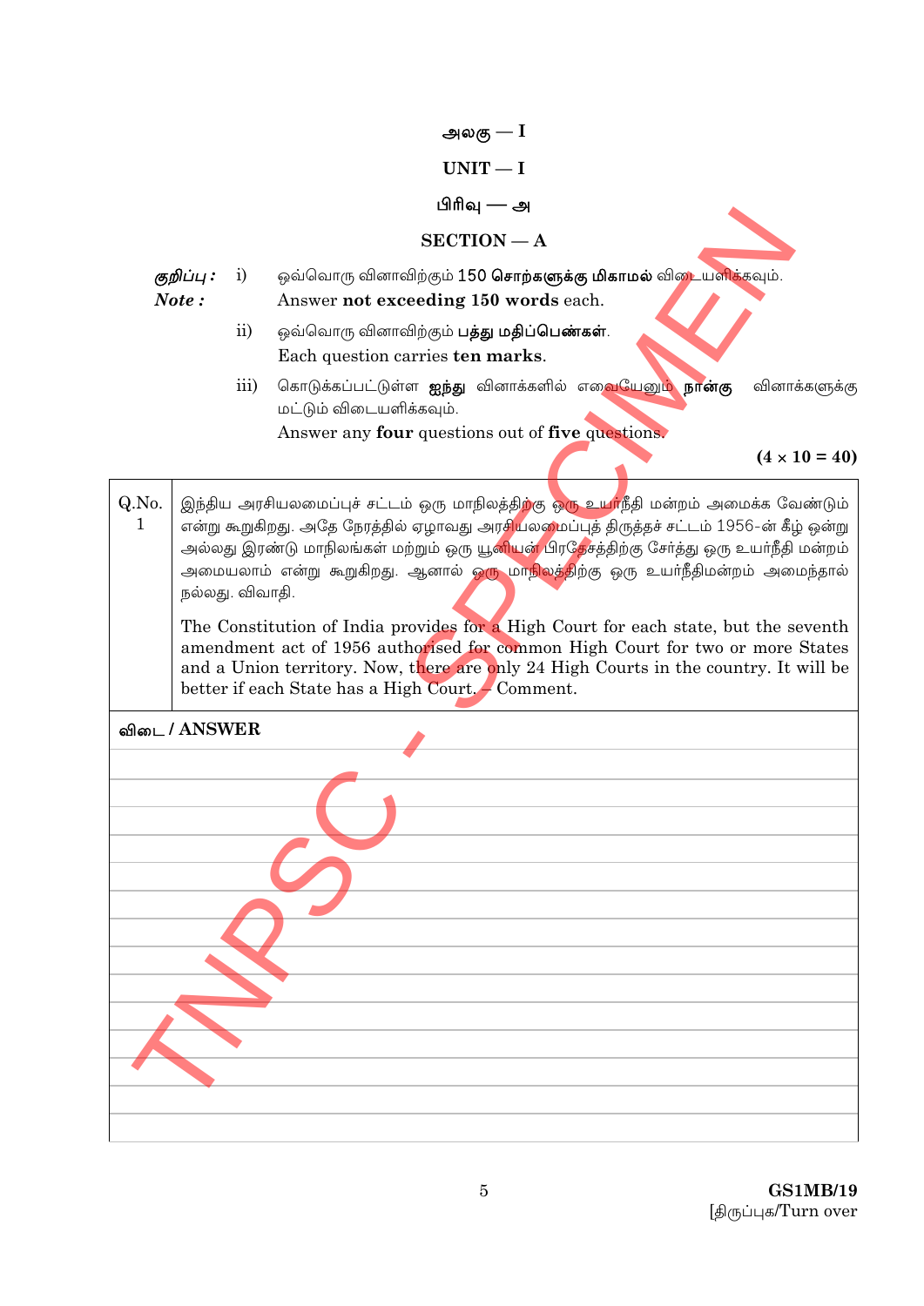அலகு — I

UNIT — I

பிரிவு — அ

SECTION — A

*குறிப்பு :* i) ஒவ்வொரு வினாவிற்கும் 150 **சொற்களுக்கு மிகாமல்** விடையளிக்கவும்.

*Note :* Answer **not exceeding 150 words** each.

ii) ஒவ்வொரு வினாவிற்கும் **பத்து மதிப்பெண்கள்**.

Each question carries **ten marks**.

iii) கொடுக்கப்பட்டுள்ள **ஐந்து** வினாக்களில் எவையேனும் **நான்கு** வினாக்களுக்கு மட்டும் விடையளிக்கவும்.

Answer any **four** questions out of **five** questions.

**(4 × 10 = 40)**

| Q.No. | |
|---|---|
| 1 | இந்திய அரசியலமைப்புச் சட்டம் ஒரு மாநிலத்திற்கு ஒரு உயர்நீதி மன்றம் அமைக்க வேண்டும் என்று கூறுகிறது. அதே நேரத்தில் ஏழாவது அரசியலமைப்புத் திருத்தச் சட்டம் 1956-ன் கீழ் ஒன்று அல்லது இரண்டு மாநிலங்கள் மற்றும் ஒரு யூனியன் பிரதேசத்திற்கு சேர்த்து ஒரு உயர்நீதி மன்றம் அமையலாம் என்று கூறுகிறது. ஆனால் ஒரு மாநிலத்திற்கு ஒரு உயர்நீதிமன்றம் அமைந்தால் நல்லது. விவாதி. <br><br> The Constitution of India provides for a High Court for each state, but the seventh amendment act of 1956 authorised for common High Court for two or more States and a Union territory. Now, there are only 24 High Courts in the country. It will be better if each State has a High Court. – Comment. |

**விடை / ANSWER**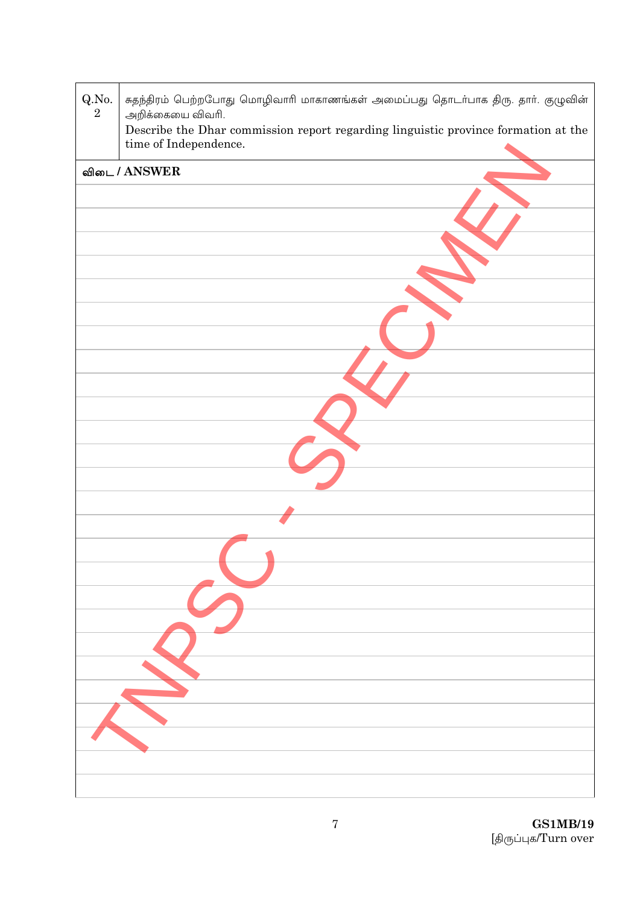| Q.No. 2 | சுதந்திரம் பெற்றபோது மொழிவாரி மாகாணங்கள் அமைப்பது தொடர்பாக திரு. தார். குழுவின் அறிக்கையை விவரி.<br>Describe the Dhar commission report regarding linguistic province formation at the time of Independence. |
|---|---|

**விடை / ANSWER**

TNPSC - SPECIMEN

GS1MB/19

[திருப்புக/Turn over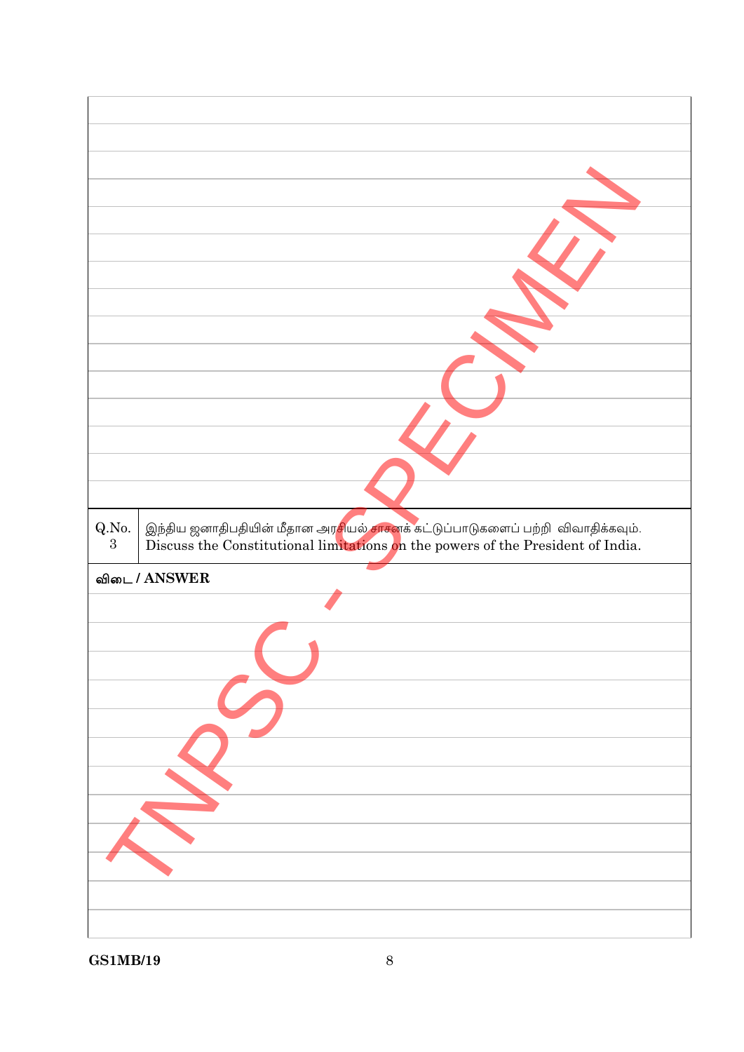| Q.No. | |
|---|---|
| 3 | இந்திய ஜனாதிபதியின் மீதான அரசியல் சாசனக் கட்டுப்பாடுகளைப் பற்றி விவாதிக்கவும். Discuss the Constitutional limitations on the powers of the President of India. |

**விடை / ANSWER**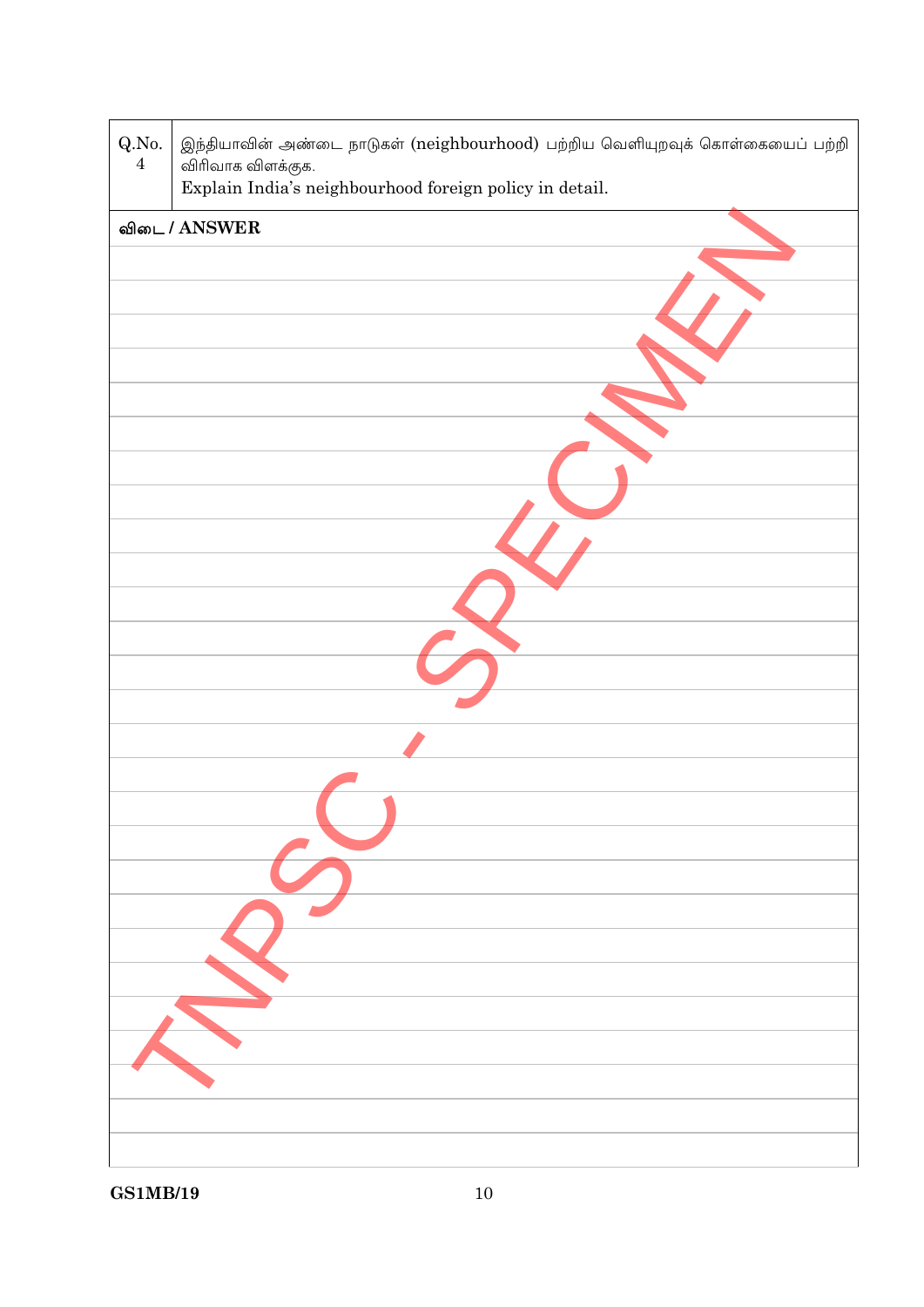| Q.No. 4 | இந்தியாவின் அண்டை நாடுகள் (neighbourhood) பற்றிய வெளியுறவுக் கொள்கையைப் பற்றி விரிவாக விளக்குக. Explain India's neighbourhood foreign policy in detail. |
|---|---|

**விடை / ANSWER**

TNPSC - SPECIMEN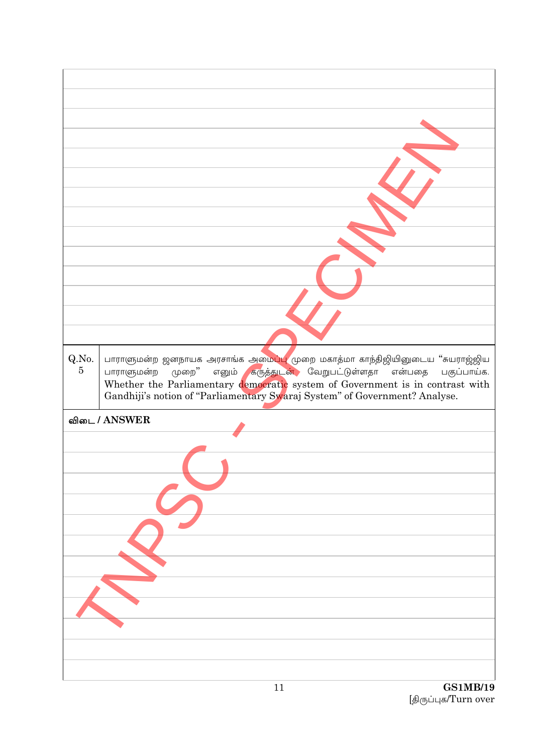| Q.No. | |
|---|---|
| 5 | பாராளுமன்ற ஜனநாயக அரசாங்க அமைப்பு முறை மகாத்மா காந்திஜியினுடைய "சுயராஜ்ஜிய பாராளுமன்ற முறை" எனும் கருத்துடன் வேறுபட்டுள்ளதா என்பதை பகுப்பாய்க. Whether the Parliamentary democratic system of Government is in contrast with Gandhiji's notion of "Parliamentary Swaraj System" of Government? Analyse. |

**விடை / ANSWER**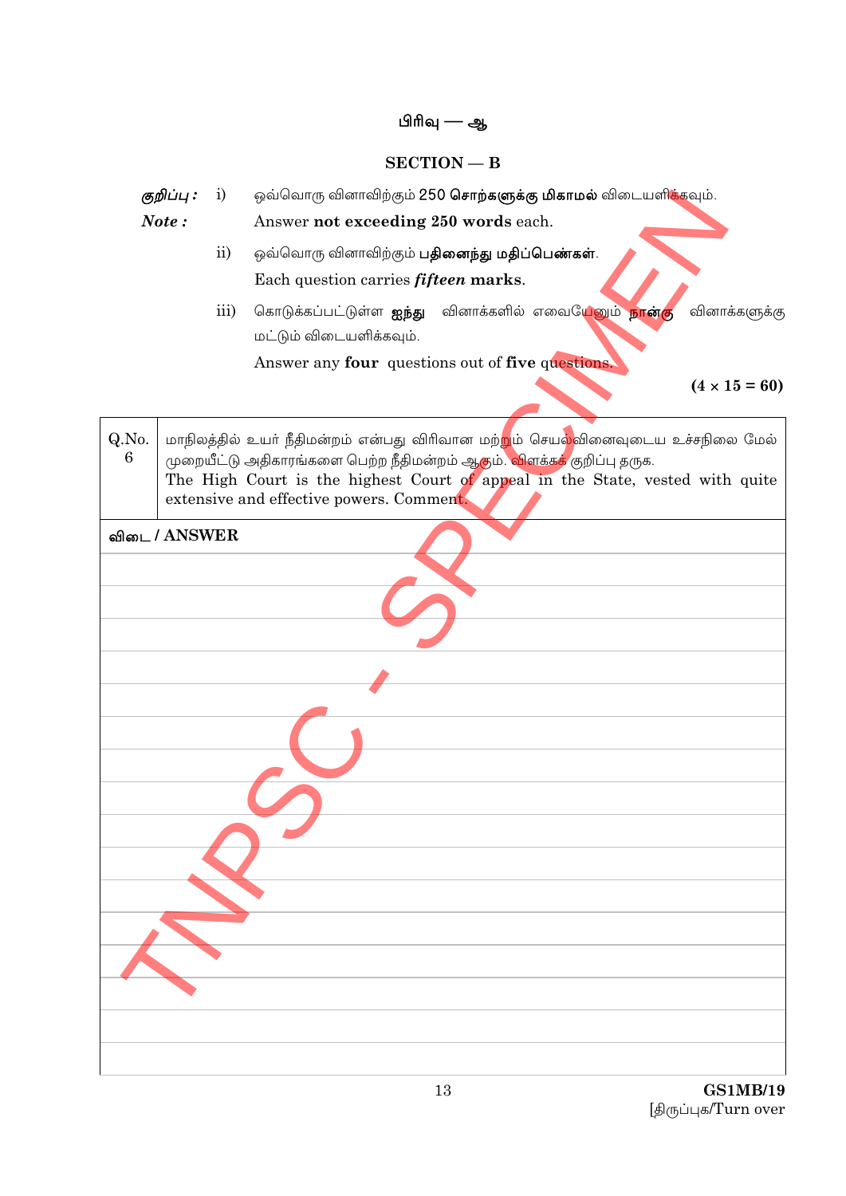## பிரிவு — ஆ

## SECTION — B

*குறிப்பு :* i) ஒவ்வொரு வினாவிற்கும் 250 **சொற்களுக்கு மிகாமல்** விடையளிக்கவும்.

*Note :* Answer **not exceeding 250 words** each.

ii) ஒவ்வொரு வினாவிற்கும் **பதினைந்து மதிப்பெண்கள்**.

Each question carries ***fifteen*** **marks**.

iii) கொடுக்கப்பட்டுள்ள **ஐந்து** வினாக்களில் எவையேனும் **நான்கு** வினாக்களுக்கு மட்டும் விடையளிக்கவும்.

Answer any **four** questions out of **five** questions.

**(4 × 15 = 60)**

| Q.No. 6 | மாநிலத்தில் உயர் நீதிமன்றம் என்பது விரிவான மற்றும் செயல்வினைவுடைய உச்சநிலை மேல் முறையீட்டு அதிகாரங்களை பெற்ற நீதிமன்றம் ஆகும். விளக்கக் குறிப்பு தருக. The High Court is the highest Court of appeal in the State, vested with quite extensive and effective powers. Comment. |
|---|---|

**விடை / ANSWER**

TNPSC - SPECIMEN

GS1MB/19

[திருப்புக/Turn over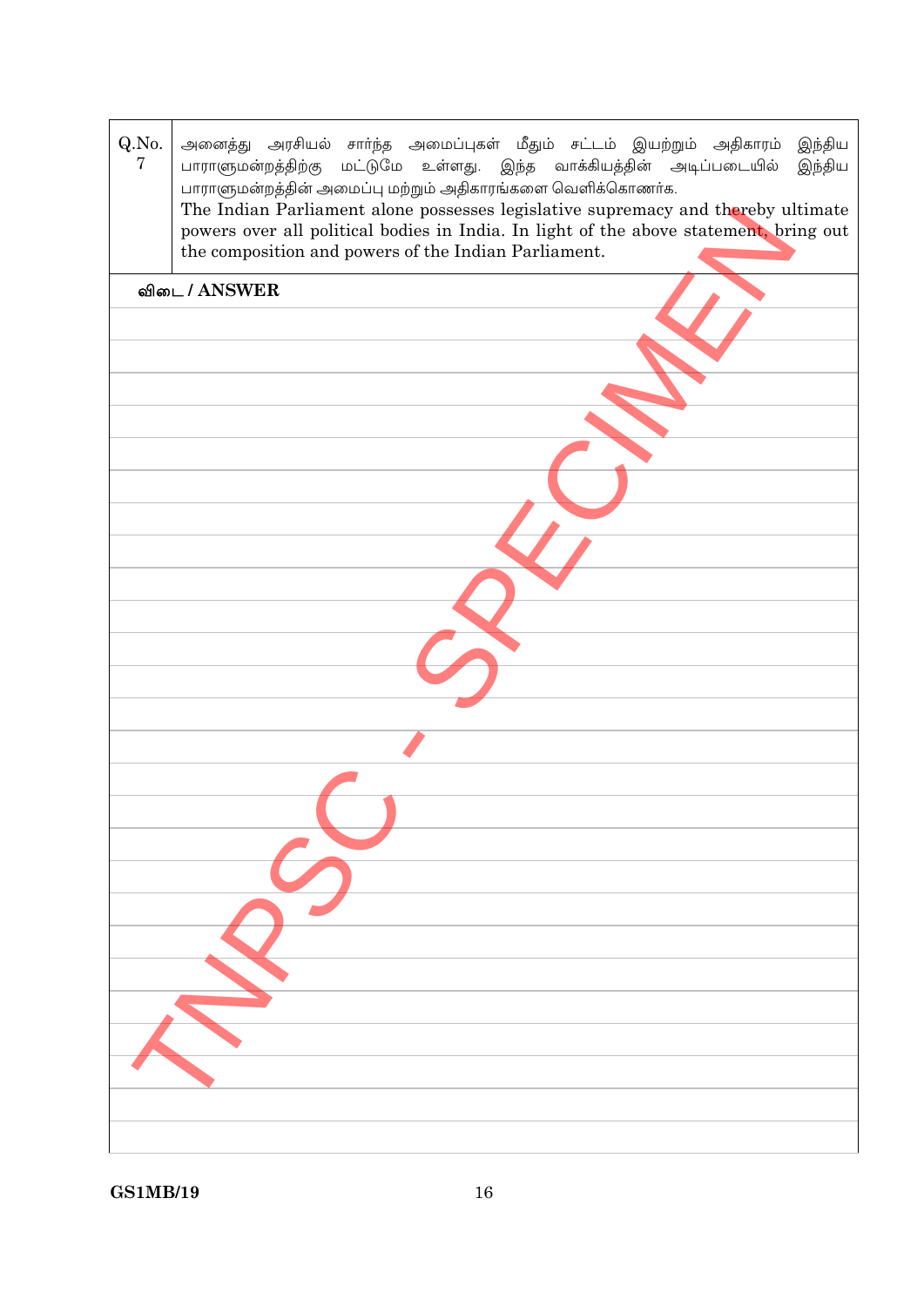| Q.No. 7 | அனைத்து அரசியல் சார்ந்த அமைப்புகள் மீதும் சட்டம் இயற்றும் அதிகாரம் இந்திய பாராளுமன்றத்திற்கு மட்டுமே உள்ளது. இந்த வாக்கியத்தின் அடிப்படையில் இந்திய பாராளுமன்றத்தின் அமைப்பு மற்றும் அதிகாரங்களை வெளிக்கொணர்க. The Indian Parliament alone possesses legislative supremacy and thereby ultimate powers over all political bodies in India. In light of the above statement, bring out the composition and powers of the Indian Parliament. |
|---|---|

**விடை / ANSWER**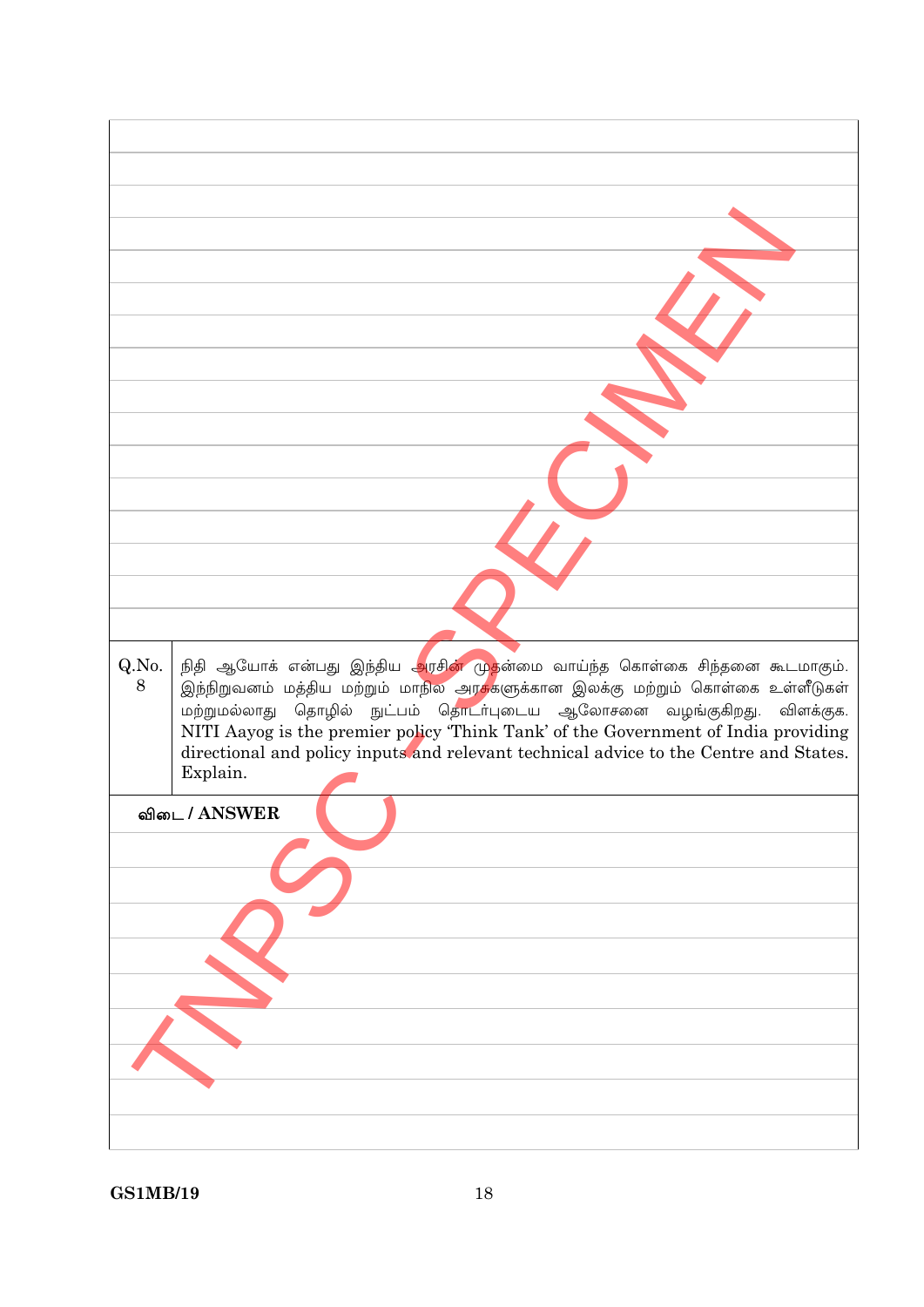| Q.No. | |
|---|---|
| 8 | நிதி ஆயோக் என்பது இந்திய அரசின் முதன்மை வாய்ந்த கொள்கை சிந்தனை கூடமாகும். இந்நிறுவனம் மத்திய மற்றும் மாநில அரசுகளுக்கான இலக்கு மற்றும் கொள்கை உள்ளீடுகள் மற்றுமல்லாது தொழில் நுட்பம் தொடர்புடைய ஆலோசனை வழங்குகிறது. விளக்குக. NITI Aayog is the premier policy 'Think Tank' of the Government of India providing directional and policy inputs and relevant technical advice to the Centre and States. Explain. |

**விடை / ANSWER**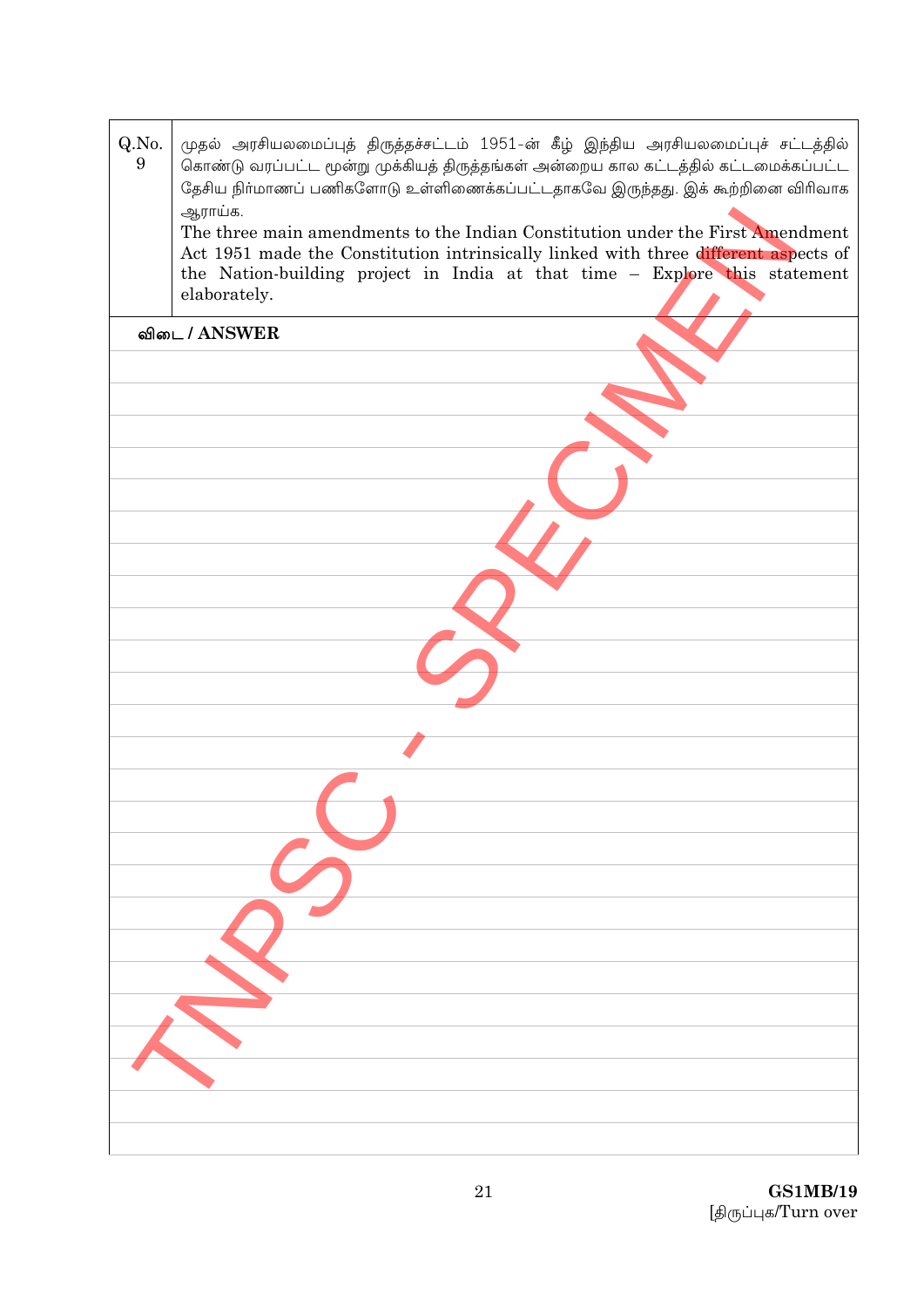| Q.No. 9 | முதல் அரசியலமைப்புத் திருத்தச்சட்டம் 1951-ன் கீழ் இந்திய அரசியலமைப்புச் சட்டத்தில் கொண்டு வரப்பட்ட மூன்று முக்கியத் திருத்தங்கள் அன்றைய கால கட்டத்தில் கட்டமைக்கப்பட்ட தேசிய நிர்மாணப் பணிகளோடு உள்ளிணைக்கப்பட்டதாகவே இருந்தது. இக் கூற்றினை விரிவாக ஆராய்க.<br>The three main amendments to the Indian Constitution under the First Amendment Act 1951 made the Constitution intrinsically linked with three different aspects of the Nation-building project in India at that time – Explore this statement elaborately. |
|---|---|

**விடை / ANSWER**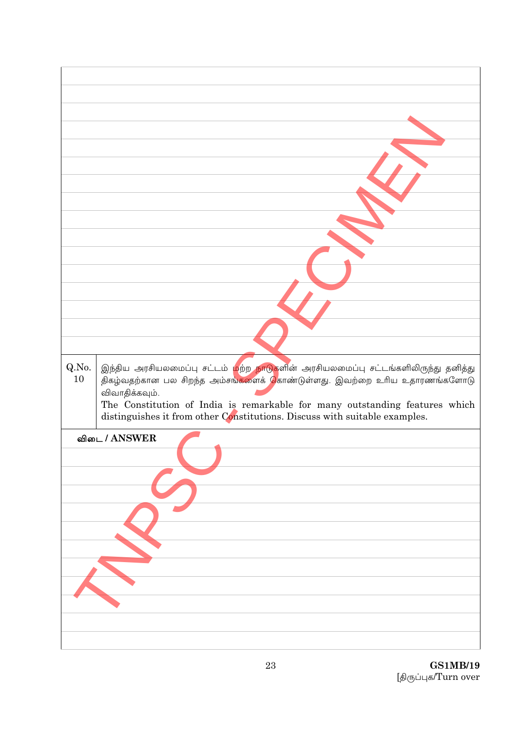| Q.No. | |
|---|---|
| 10 | இந்திய அரசியலமைப்பு சட்டம் மற்ற நாடுகளின் அரசியலமைப்பு சட்டங்களிலிருந்து தனித்து திகழ்வதற்கான பல சிறந்த அம்சங்களைக் கொண்டுள்ளது. இவற்றை உரிய உதாரணங்களோடு விவாதிக்கவும். The Constitution of India is remarkable for many outstanding features which distinguishes it from other Constitutions. Discuss with suitable examples. |

**விடை / ANSWER**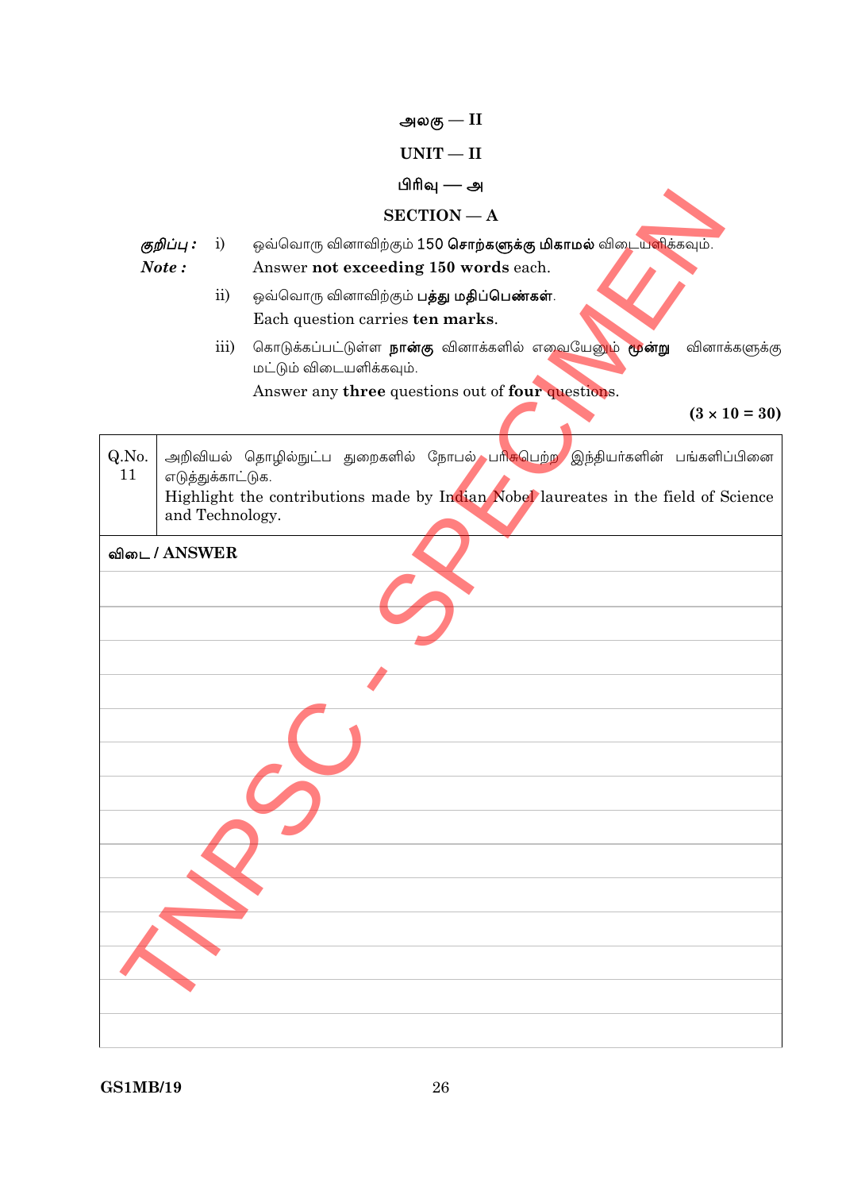# அலகு — II

# UNIT — II

## பிரிவு — அ

## SECTION — A

*குறிப்பு :* i) ஒவ்வொரு வினாவிற்கும் 150 **சொற்களுக்கு மிகாமல்** விடையளிக்கவும்.
*Note :* Answer **not exceeding 150 words** each.

ii) ஒவ்வொரு வினாவிற்கும் **பத்து மதிப்பெண்கள்**.
Each question carries **ten marks**.

iii) கொடுக்கப்பட்டுள்ள **நான்கு** வினாக்களில் எவையேனும் **மூன்று** வினாக்களுக்கு மட்டும் விடையளிக்கவும்.
Answer any **three** questions out of **four** questions.

**(3 × 10 = 30)**

| Q.No. | |
|---|---|
| 11 | அறிவியல் தொழில்நுட்ப துறைகளில் நோபல் பரிசுபெற்ற இந்தியர்களின் பங்களிப்பினை எடுத்துக்காட்டுக. Highlight the contributions made by Indian Nobel laureates in the field of Science and Technology. |

**விடை / ANSWER**

GS1MB/19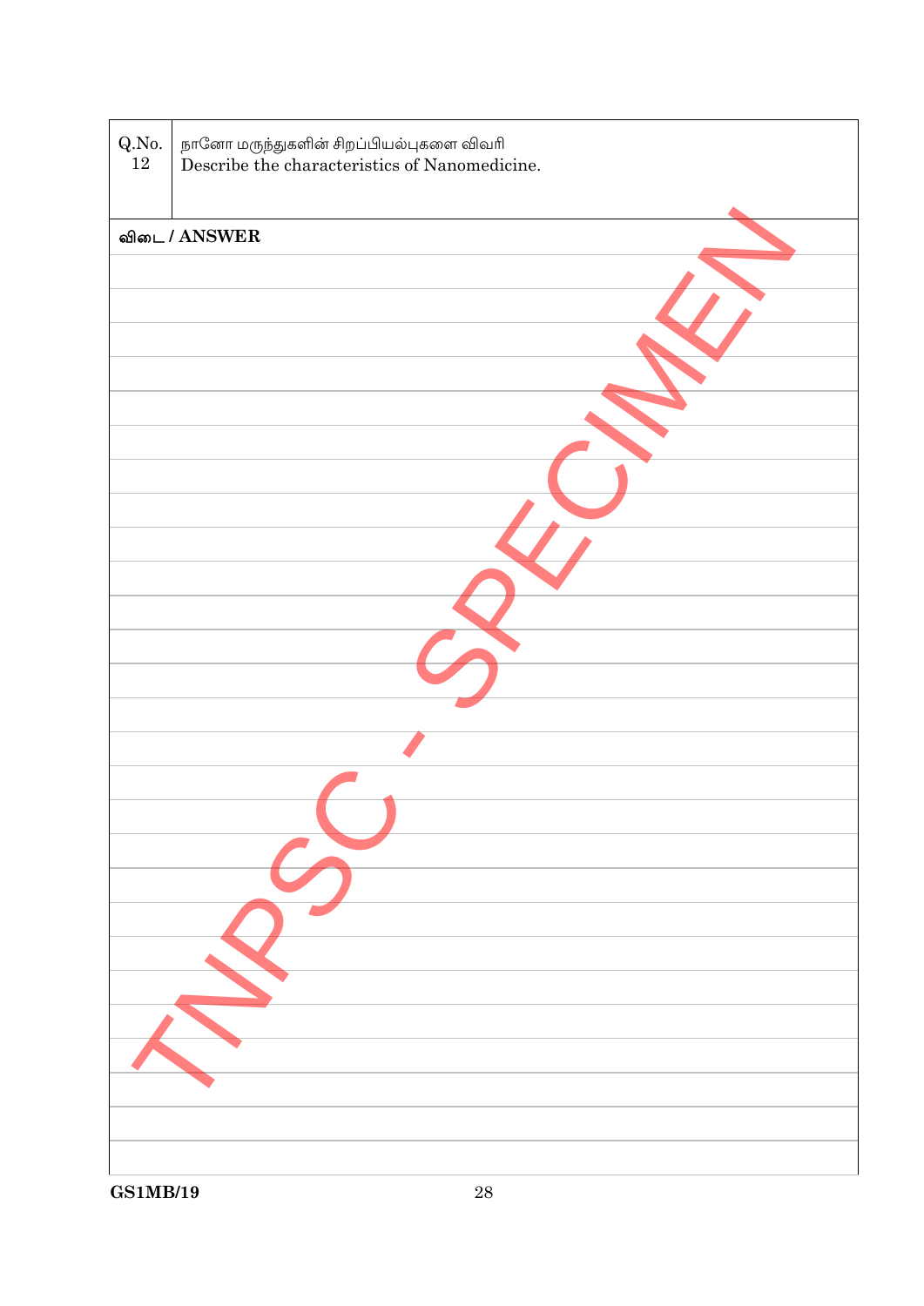| Q.No. 12 | நானோ மருந்துகளின் சிறப்பியல்புகளை விவரி<br>Describe the characteristics of Nanomedicine. |
| --- | --- |

**விடை / ANSWER**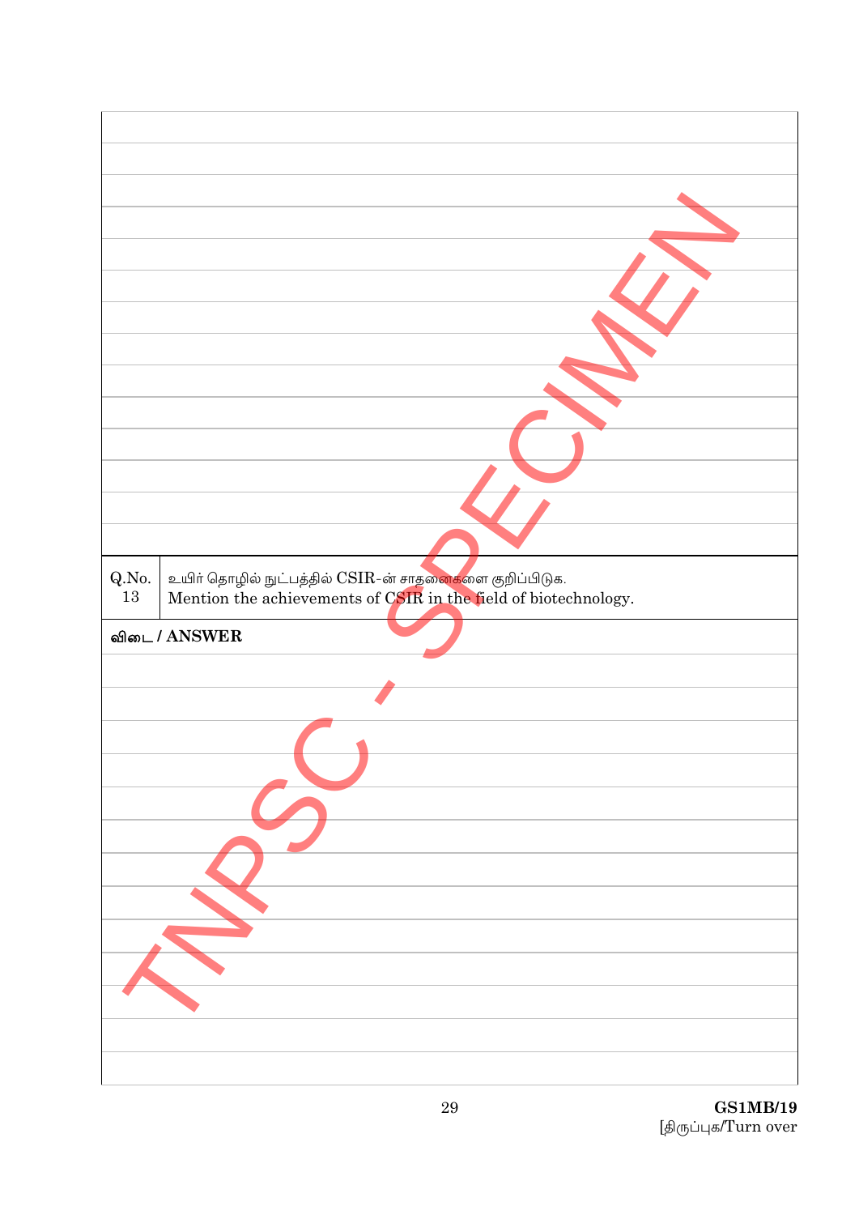| Q.No. | |
|---|---|
| 13 | உயிர் தொழில் நுட்பத்தில் CSIR-ன் சாதனைகளை குறிப்பிடுக. Mention the achievements of CSIR in the field of biotechnology. |

**விடை / ANSWER**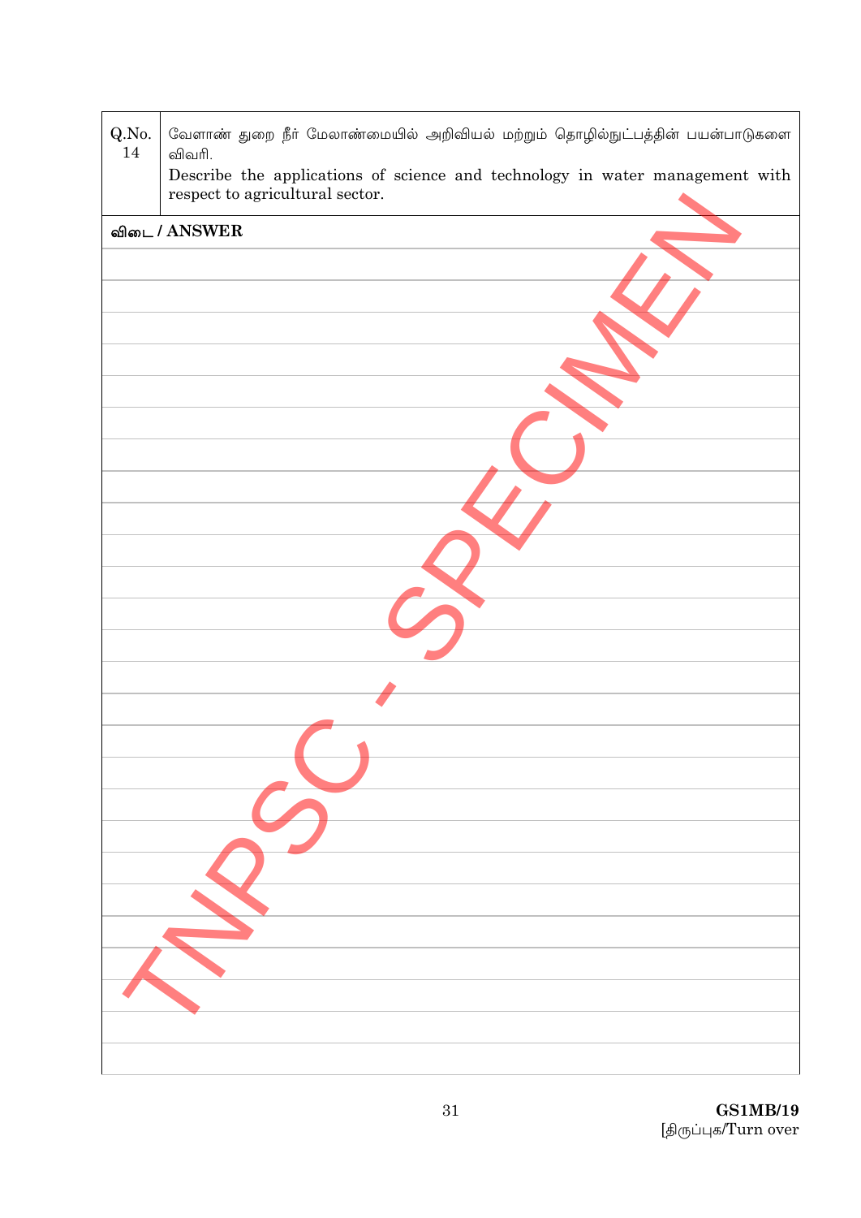| Q.No. 14 | வேளாண் துறை நீர் மேலாண்மையில் அறிவியல் மற்றும் தொழில்நுட்பத்தின் பயன்பாடுகளை விவரி. Describe the applications of science and technology in water management with respect to agricultural sector. |
|---|---|

விடை / ANSWER

TNPSC - SPECIMEN

GS1MB/19

[திருப்புக/Turn over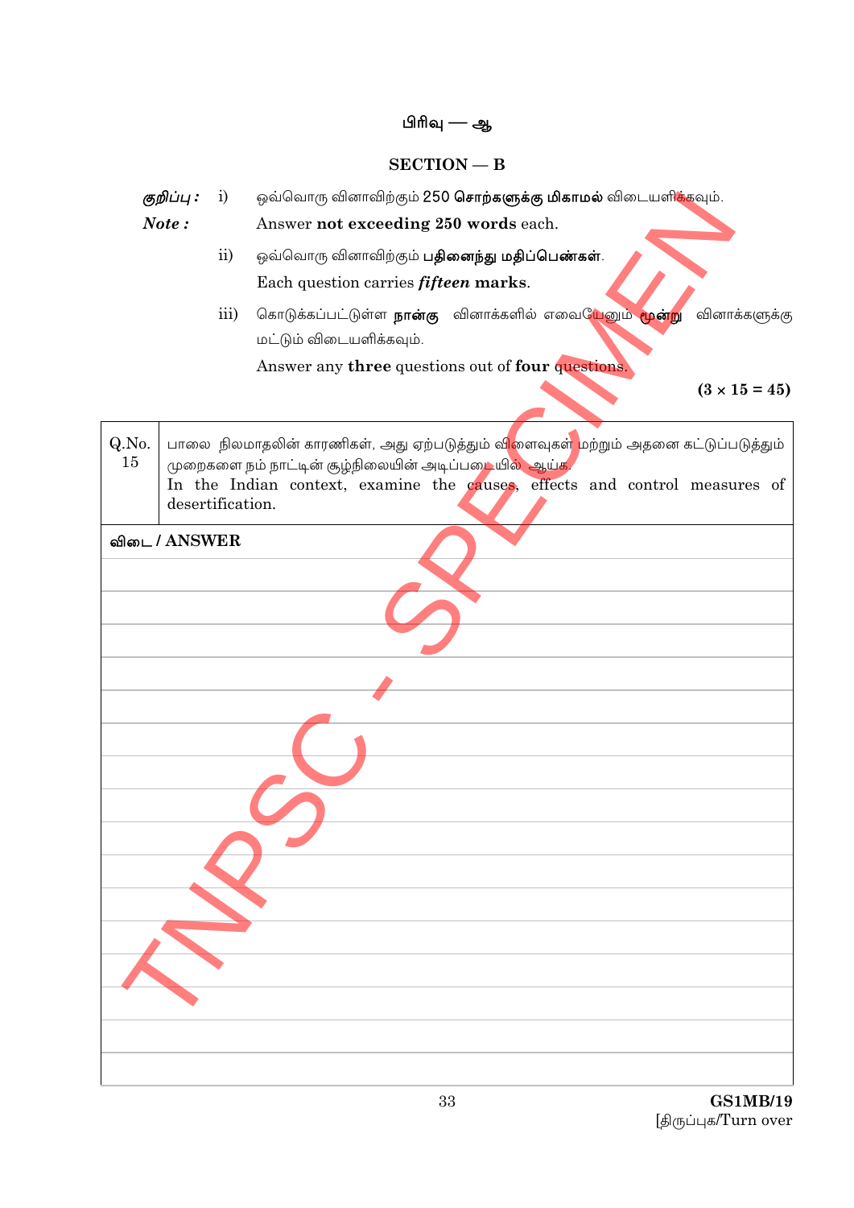# பிரிவு — ஆ

## SECTION — B

*குறிப்பு :* i) ஒவ்வொரு வினாவிற்கும் 250 **சொற்களுக்கு மிகாமல்** விடையளிக்கவும்.

*Note :* Answer **not exceeding 250 words** each.

ii) ஒவ்வொரு வினாவிற்கும் **பதினைந்து மதிப்பெண்கள்**.

Each question carries ***fifteen*** **marks**.

iii) கொடுக்கப்பட்டுள்ள **நான்கு** வினாக்களில் எவையேனும் **மூன்று** வினாக்களுக்கு மட்டும் விடையளிக்கவும்.

Answer any **three** questions out of **four** questions.

**(3 × 15 = 45)**

| Q.No. 15 | பாலை நிலமாதலின் காரணிகள், அது ஏற்படுத்தும் விளைவுகள் மற்றும் அதனை கட்டுப்படுத்தும் முறைகளை நம் நாட்டின் சூழ்நிலையின் அடிப்படையில் ஆய்க. In the Indian context, examine the causes, effects and control measures of desertification. |
|---|---|

**விடை / ANSWER**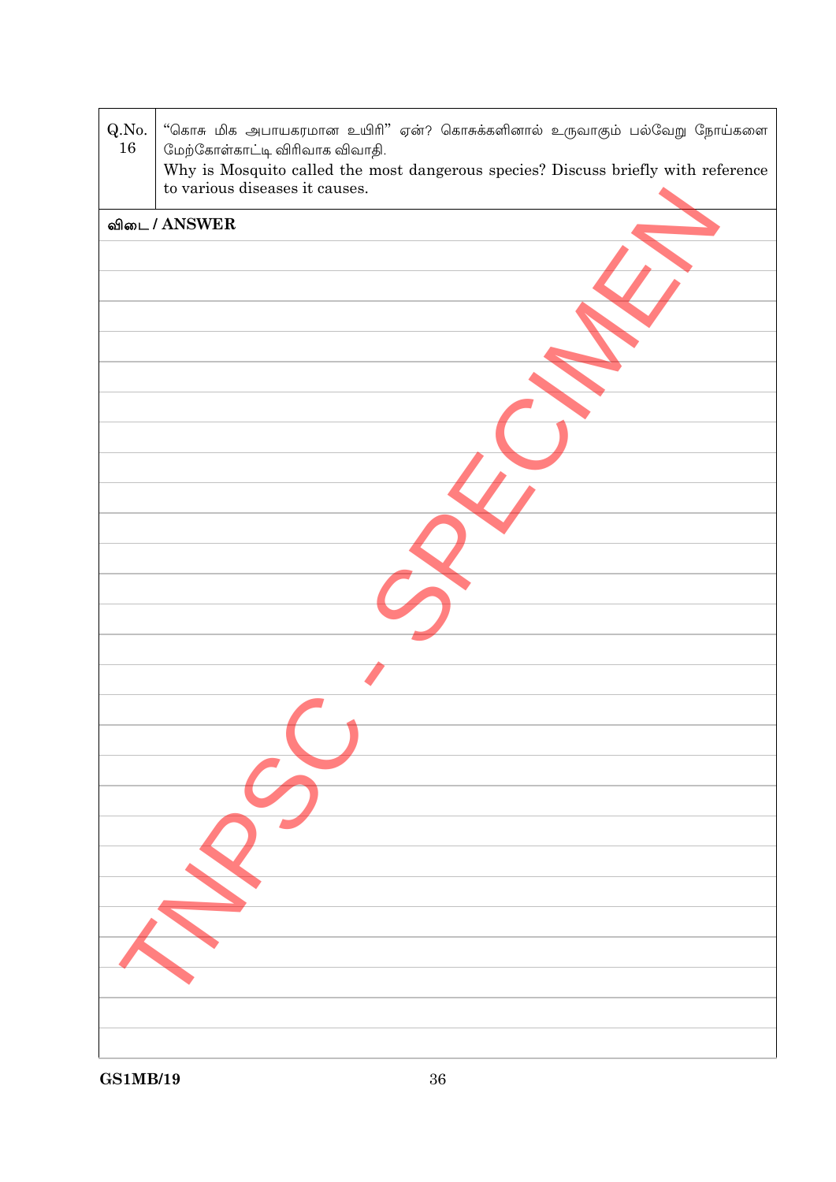| Q.No. 16 | "கொசு மிக அபாயகரமான உயிரி" ஏன்? கொசுக்களினால் உருவாகும் பல்வேறு நோய்களை மேற்கோள்காட்டி விரிவாக விவாதி. Why is Mosquito called the most dangerous species? Discuss briefly with reference to various diseases it causes. |
|---|---|

**விடை / ANSWER**

TNPSC - SPECIMEN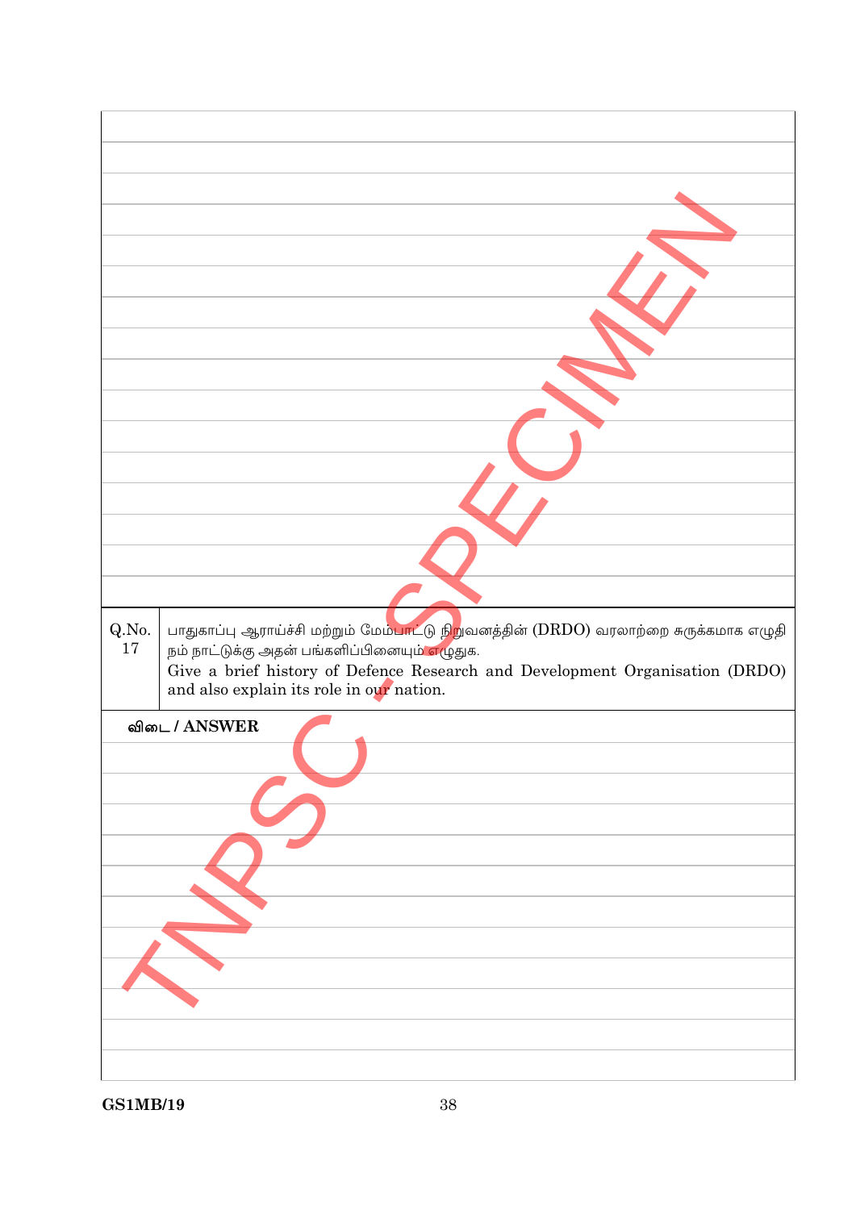| Q.No. | |
|---|---|
| 17 | பாதுகாப்பு ஆராய்ச்சி மற்றும் மேம்பாட்டு நிறுவனத்தின் (DRDO) வரலாற்றை சுருக்கமாக எழுதி நம் நாட்டுக்கு அதன் பங்களிப்பினையும் எழுதுக. Give a brief history of Defence Research and Development Organisation (DRDO) and also explain its role in our nation. |

**விடை / ANSWER**

GS1MB/19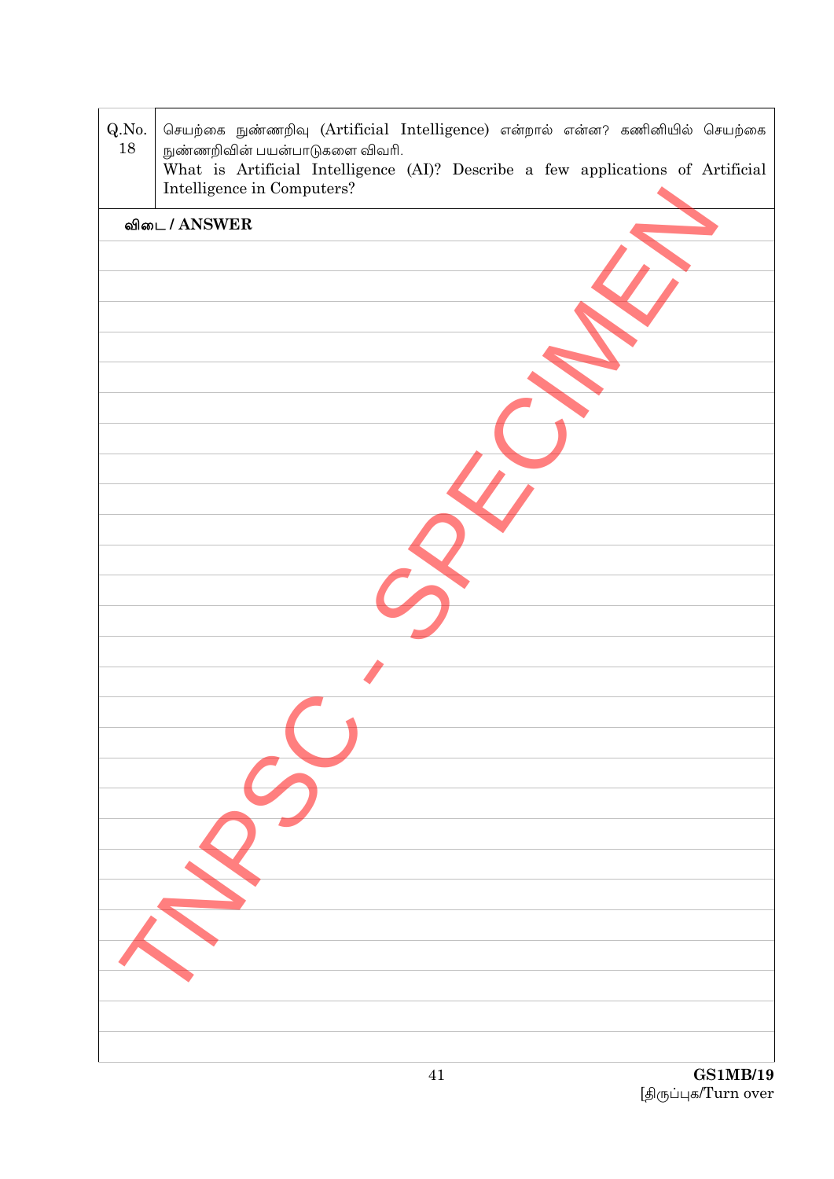| Q.No. 18 | செயற்கை நுண்ணறிவு (Artificial Intelligence) என்றால் என்ன? கணினியில் செயற்கை நுண்ணறிவின் பயன்பாடுகளை விவரி. What is Artificial Intelligence (AI)? Describe a few applications of Artificial Intelligence in Computers? |
| --- | --- |

**விடை / ANSWER**

TNPSC - SPECIMEN

GS1MB/19

[திருப்புக/Turn over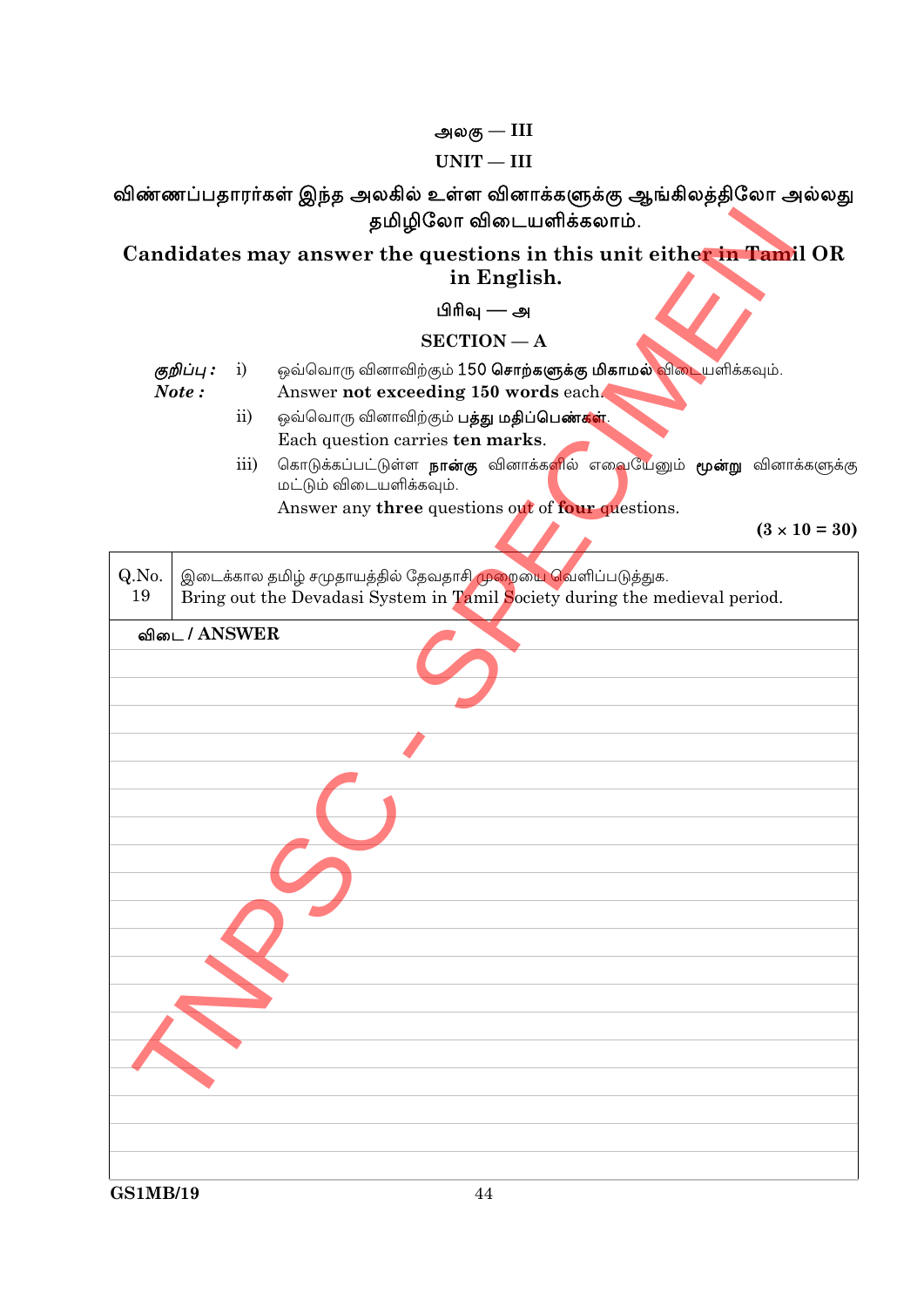## அலகு — III

## UNIT — III

**விண்ணப்பதாரர்கள் இந்த அலகில் உள்ள வினாக்களுக்கு ஆங்கிலத்திலோ அல்லது தமிழிலோ விடையளிக்கலாம்.**

**Candidates may answer the questions in this unit either in Tamil OR in English.**

### பிரிவு — அ

### SECTION — A

*குறிப்பு :* i) ஒவ்வொரு வினாவிற்கும் 150 **சொற்களுக்கு மிகாமல்** விடையளிக்கவும்.
*Note :* Answer **not exceeding 150 words** each.

ii) ஒவ்வொரு வினாவிற்கும் **பத்து மதிப்பெண்கள்**.
Each question carries **ten marks**.

iii) கொடுக்கப்பட்டுள்ள **நான்கு** வினாக்களில் எவையேனும் **மூன்று** வினாக்களுக்கு மட்டும் விடையளிக்கவும்.
Answer any **three** questions out of **four** questions.

**(3 × 10 = 30)**

| Q.No. | |
|---|---|
| 19 | இடைக்கால தமிழ் சமுதாயத்தில் தேவதாசி முறையை வெளிப்படுத்துக.<br>Bring out the Devadasi System in Tamil Society during the medieval period. |

**விடை / ANSWER**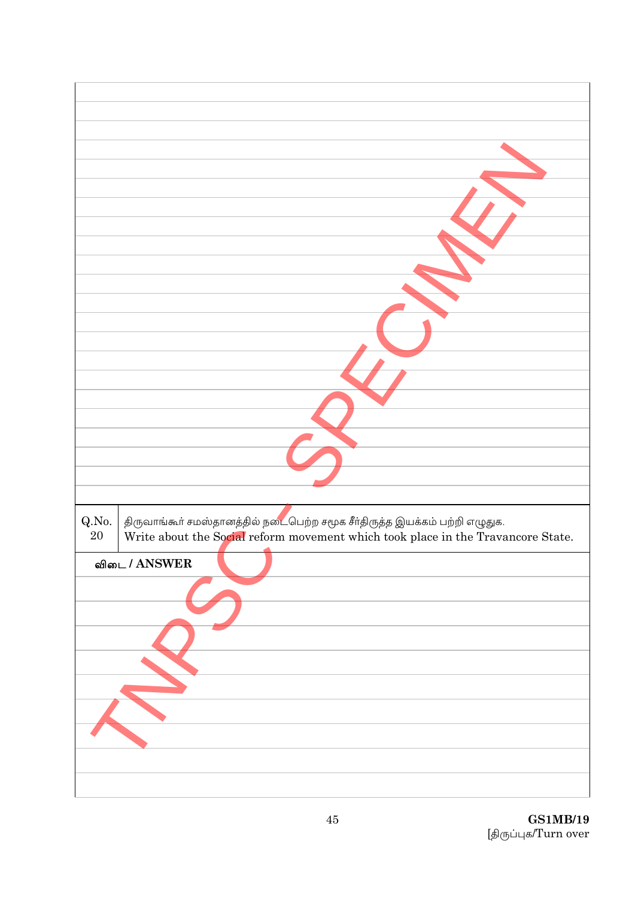| Q.No. | |
|---|---|
| 20 | திருவாங்கூர் சமஸ்தானத்தில் நடைபெற்ற சமூக சீர்திருத்த இயக்கம் பற்றி எழுதுக. Write about the Social reform movement which took place in the Travancore State. |

**விடை / ANSWER**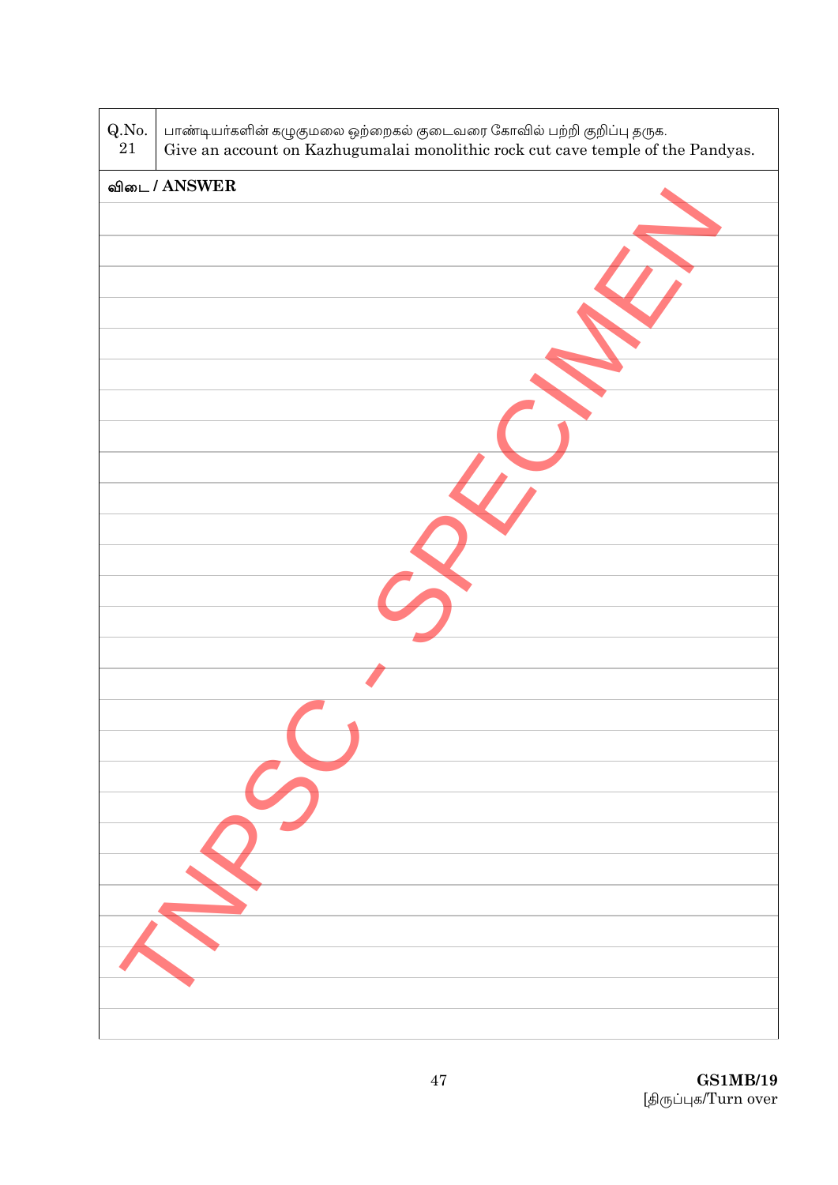| Q.No. 21 | பாண்டியர்களின் கழுகுமலை ஒற்றைகல் குடைவரை கோவில் பற்றி குறிப்பு தருக. Give an account on Kazhugumalai monolithic rock cut cave temple of the Pandyas. |
|---|---|

**விடை / ANSWER**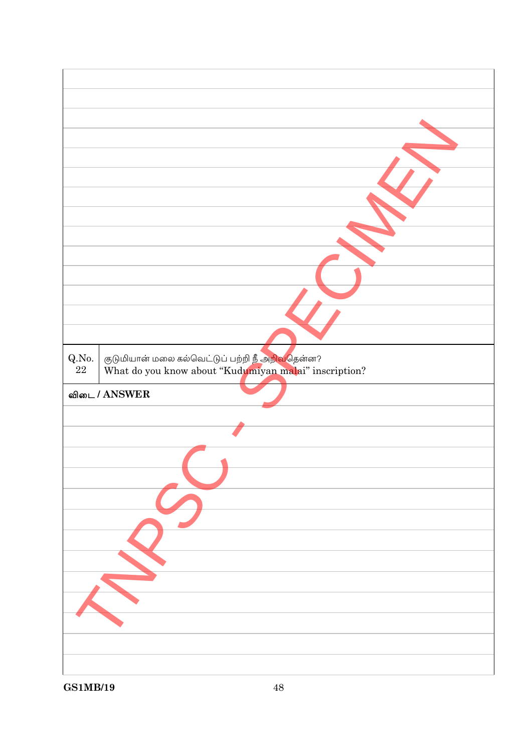| Q.No. | |
|---|---|
| 22 | குடுமியான் மலை கல்வெட்டுப் பற்றி நீ அறிவதென்ன?<br>What do you know about “Kudumiyan malai” inscription? |

**விடை / ANSWER**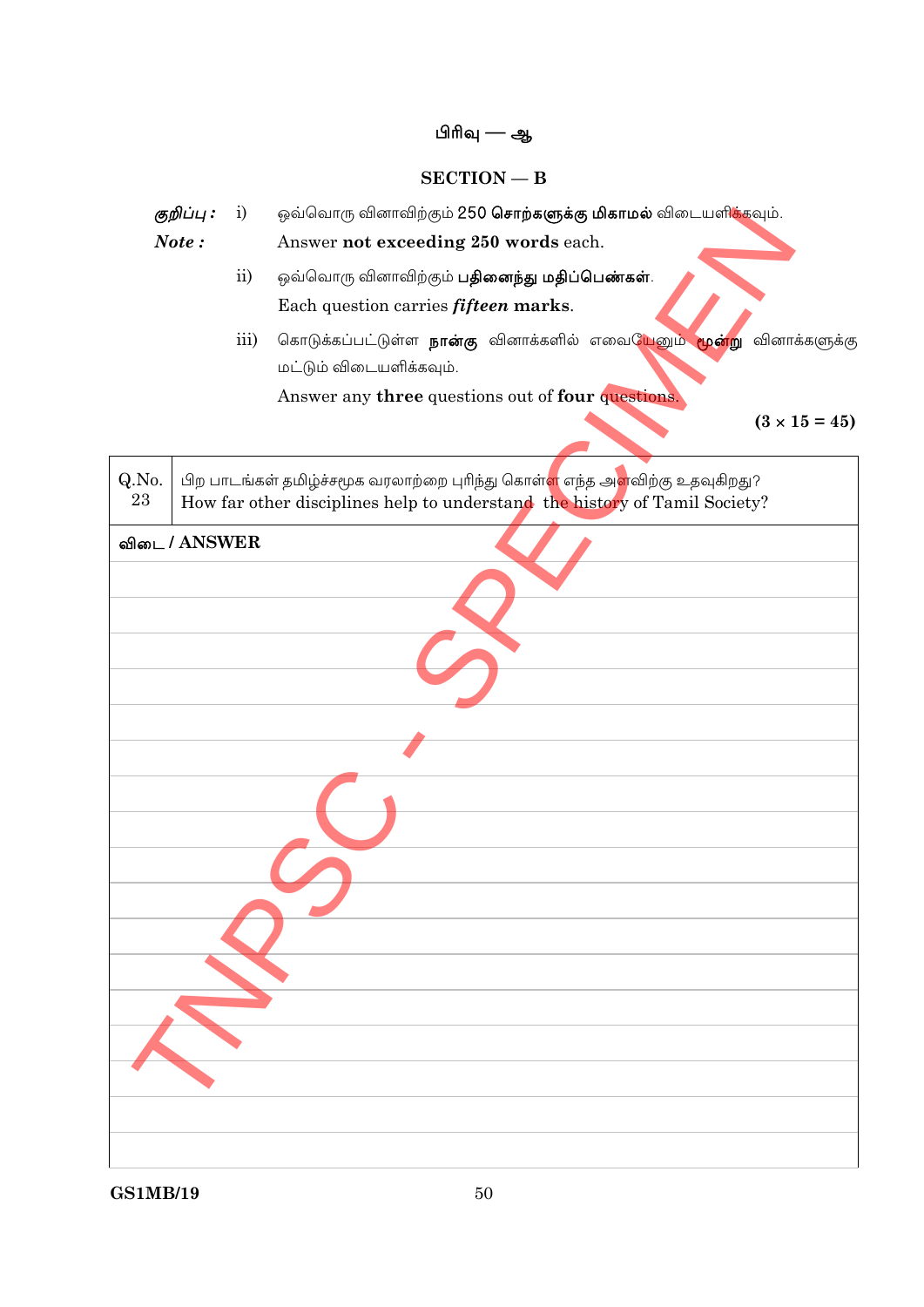# பிரிவு — ஆ

## SECTION — B

*குறிப்பு :* i) ஒவ்வொரு வினாவிற்கும் 250 **சொற்களுக்கு மிகாமல்** விடையளிக்கவும்.

*Note :* Answer **not exceeding 250 words** each.

ii) ஒவ்வொரு வினாவிற்கும் **பதினைந்து மதிப்பெண்கள்**.

Each question carries ***fifteen* marks**.

iii) கொடுக்கப்பட்டுள்ள **நான்கு** வினாக்களில் எவையேனும் **மூன்று** வினாக்களுக்கு மட்டும் விடையளிக்கவும்.

Answer any **three** questions out of **four** questions.

**(3 × 15 = 45)**

| Q.No. | |
|---|---|
| 23 | பிற பாடங்கள் தமிழ்ச்சமூக வரலாற்றை புரிந்து கொள்ள எந்த அளவிற்கு உதவுகிறது?<br>How far other disciplines help to understand the history of Tamil Society? |

விடை / ANSWER

TNPSC - SPECIMEN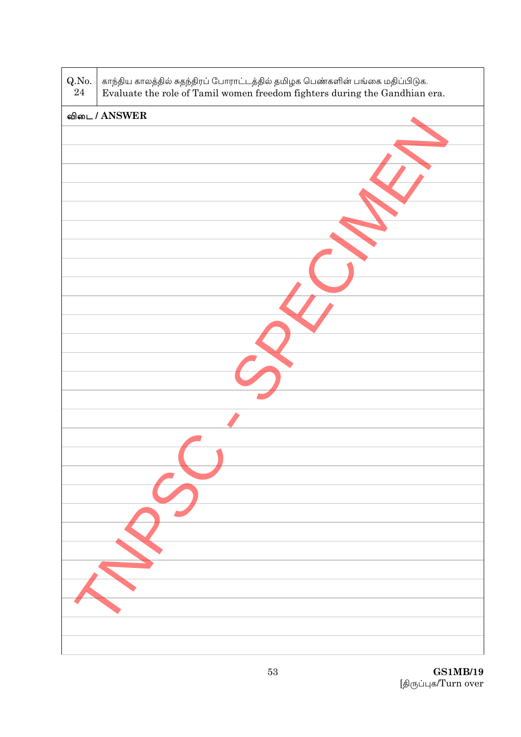| Q.No. 24 | காந்திய காலத்தில் சுதந்திரப் போராட்டத்தில் தமிழக பெண்களின் பங்கை மதிப்பிடுக. Evaluate the role of Tamil women freedom fighters during the Gandhian era. |
| --- | --- |

விடை / ANSWER

TNPSC - SPECIMEN

GS1MB/19

[திருப்புக/Turn over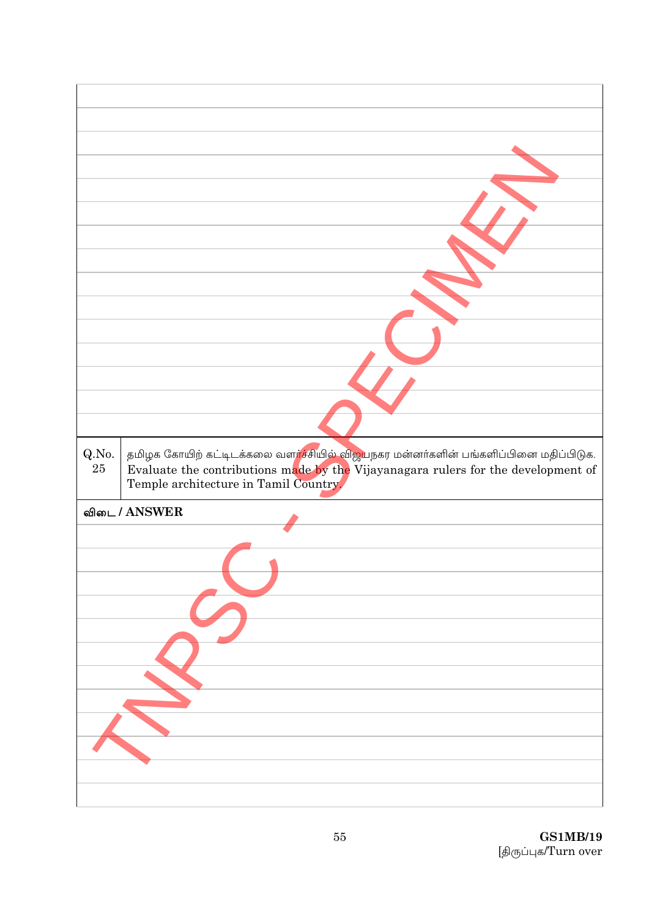| Q.No. | |
|---|---|
| 25 | தமிழக கோயிற் கட்டிடக்கலை வளர்ச்சியில் விஜயநகர மன்னர்களின் பங்களிப்பினை மதிப்பிடுக. Evaluate the contributions made by the Vijayanagara rulers for the development of Temple architecture in Tamil Country. |

**விடை / ANSWER**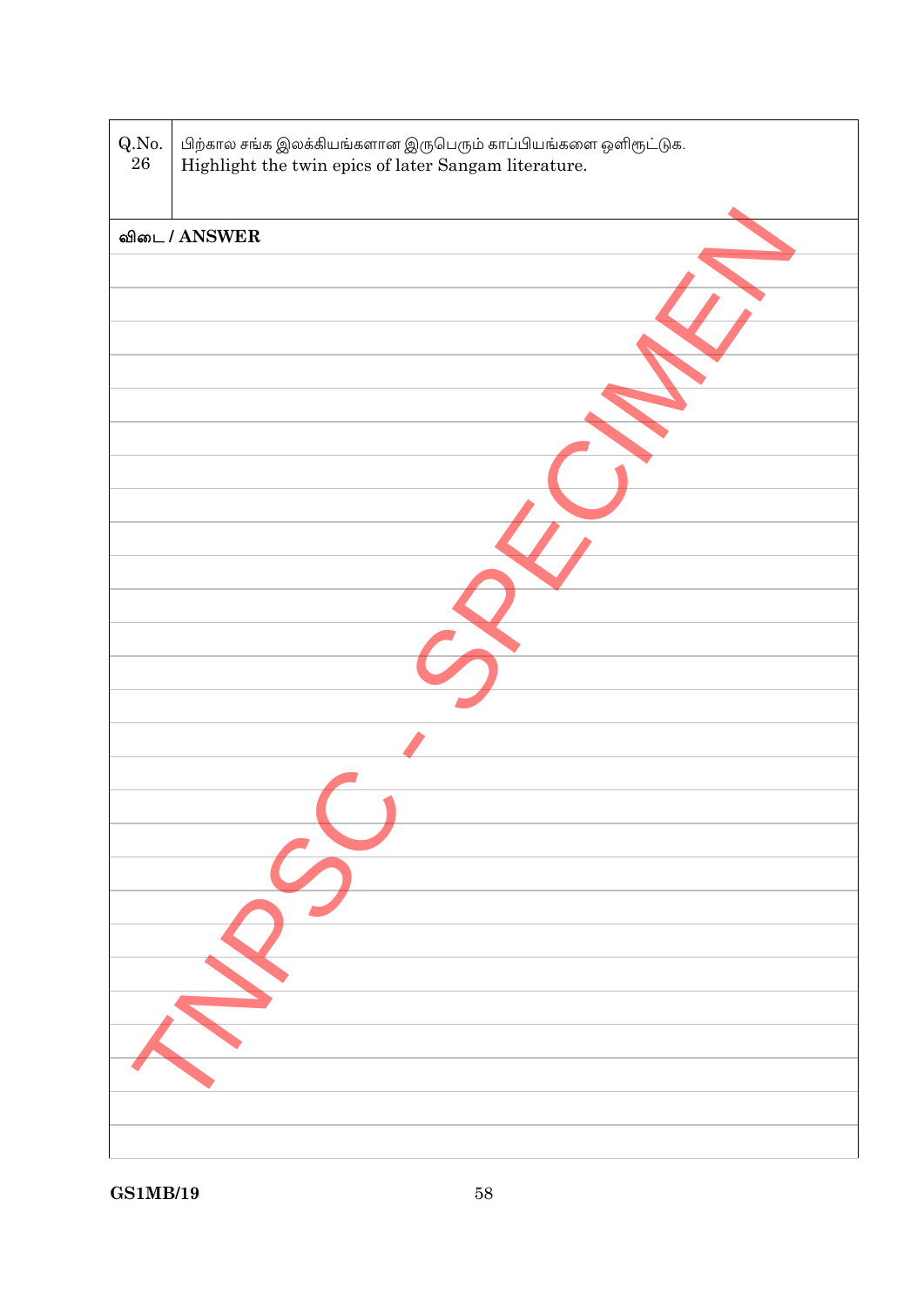| Q.No. 26 | பிற்கால சங்க இலக்கியங்களான இருபெரும் காப்பியங்களை ஒளிரூட்டுக. Highlight the twin epics of later Sangam literature. |
|---|---|

**விடை / ANSWER**

TNPSC - SPECIMEN

GS1MB/19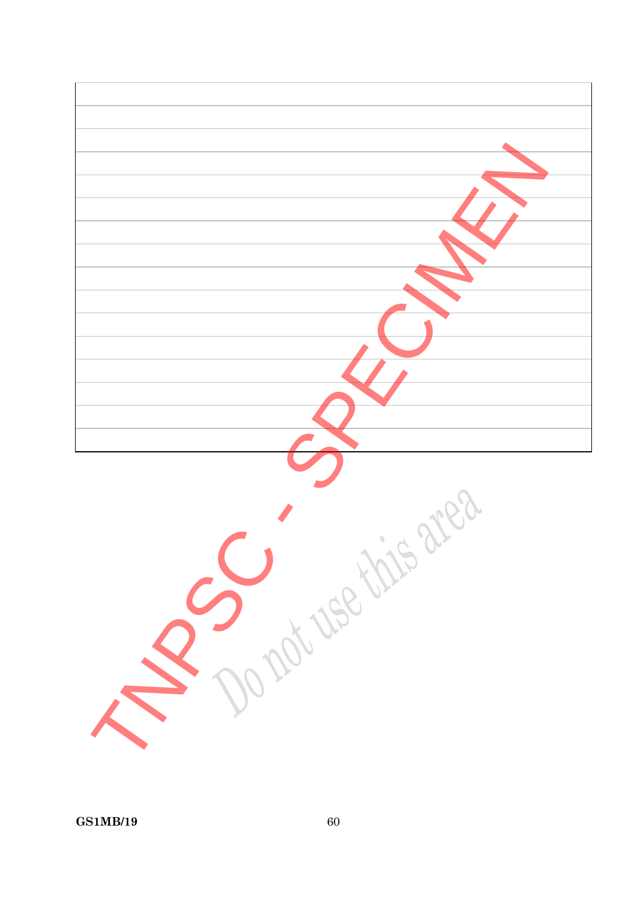Do not use this area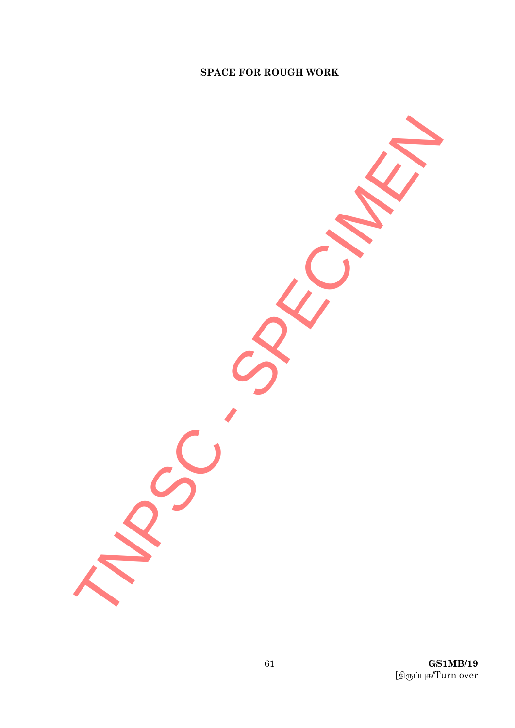**SPACE FOR ROUGH WORK**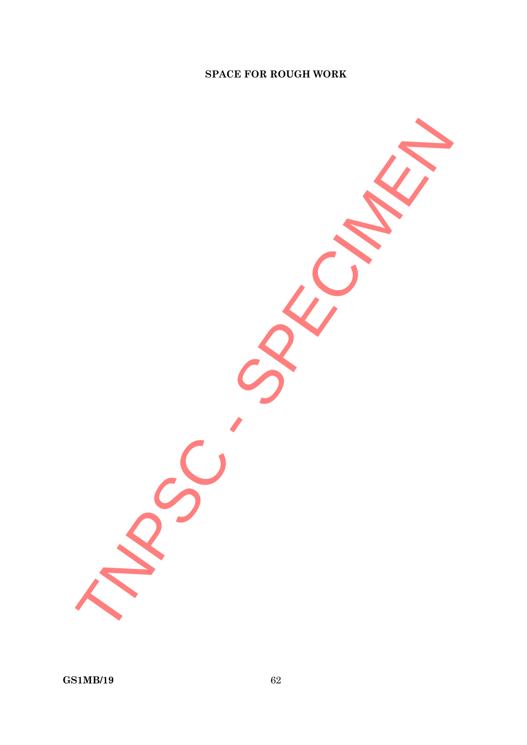**SPACE FOR ROUGH WORK**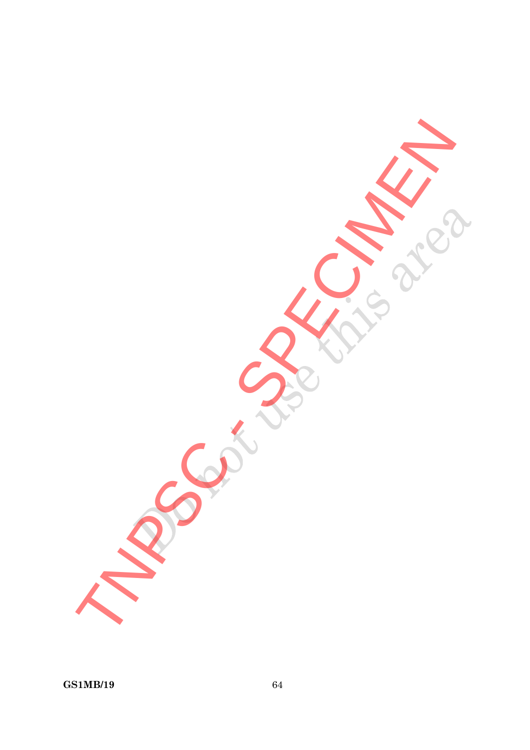Do not use this area